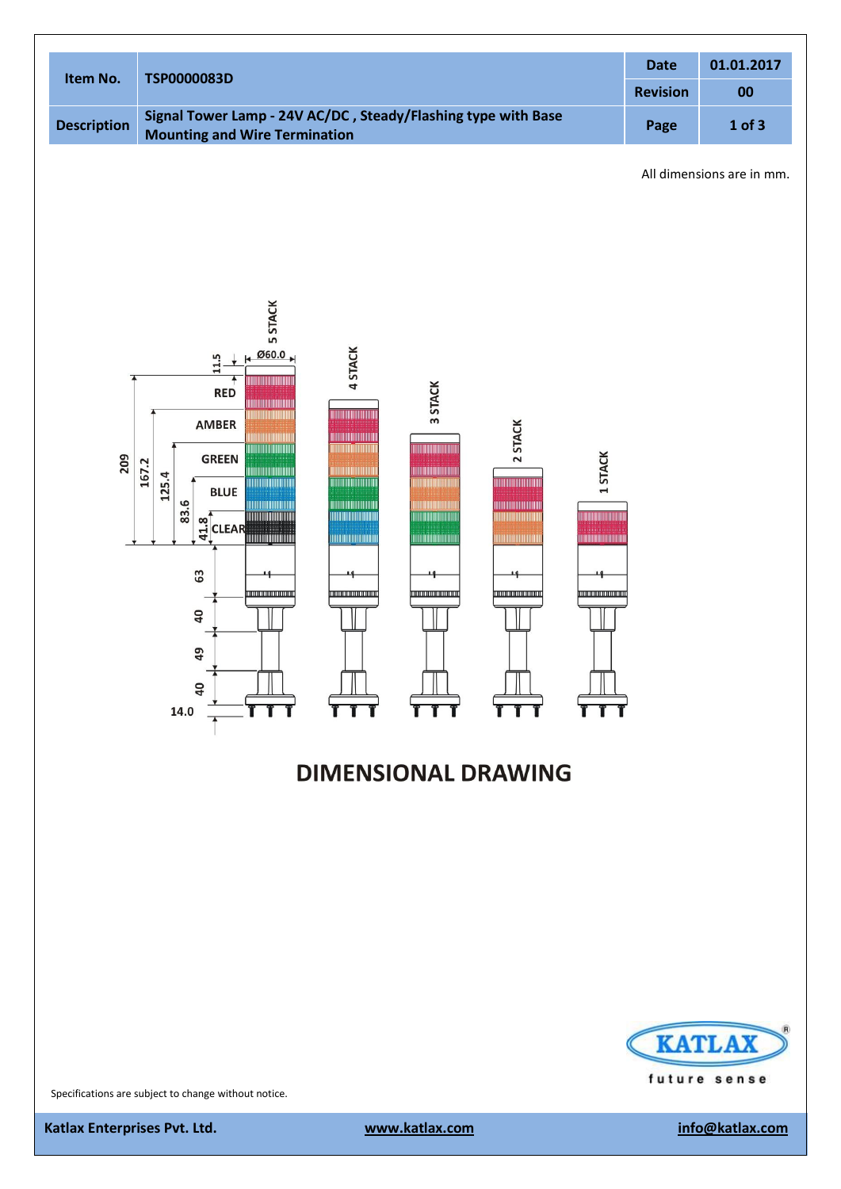| Item No. | TSP0000083D | Date | 01.01.2017 |
|---|---|---|---|
| | | Revision | 00 |
| Description | Signal Tower Lamp - 24V AC/DC , Steady/Flashing type with Base Mounting and Wire Termination | Page | 1 of 3 |

All dimensions are in mm.

5 STACK

Ø60.0

11.5

209

167.2

125.4

83.6

41.8

RED

AMBER

GREEN

BLUE

CLEAR

63

40

49

40

14.0

4 STACK

3 STACK

2 STACK

1 STACK

## DIMENSIONAL DRAWING

Specifications are subject to change without notice.

KATLAX future sense

Katlax Enterprises Pvt. Ltd. www.katlax.com info@katlax.com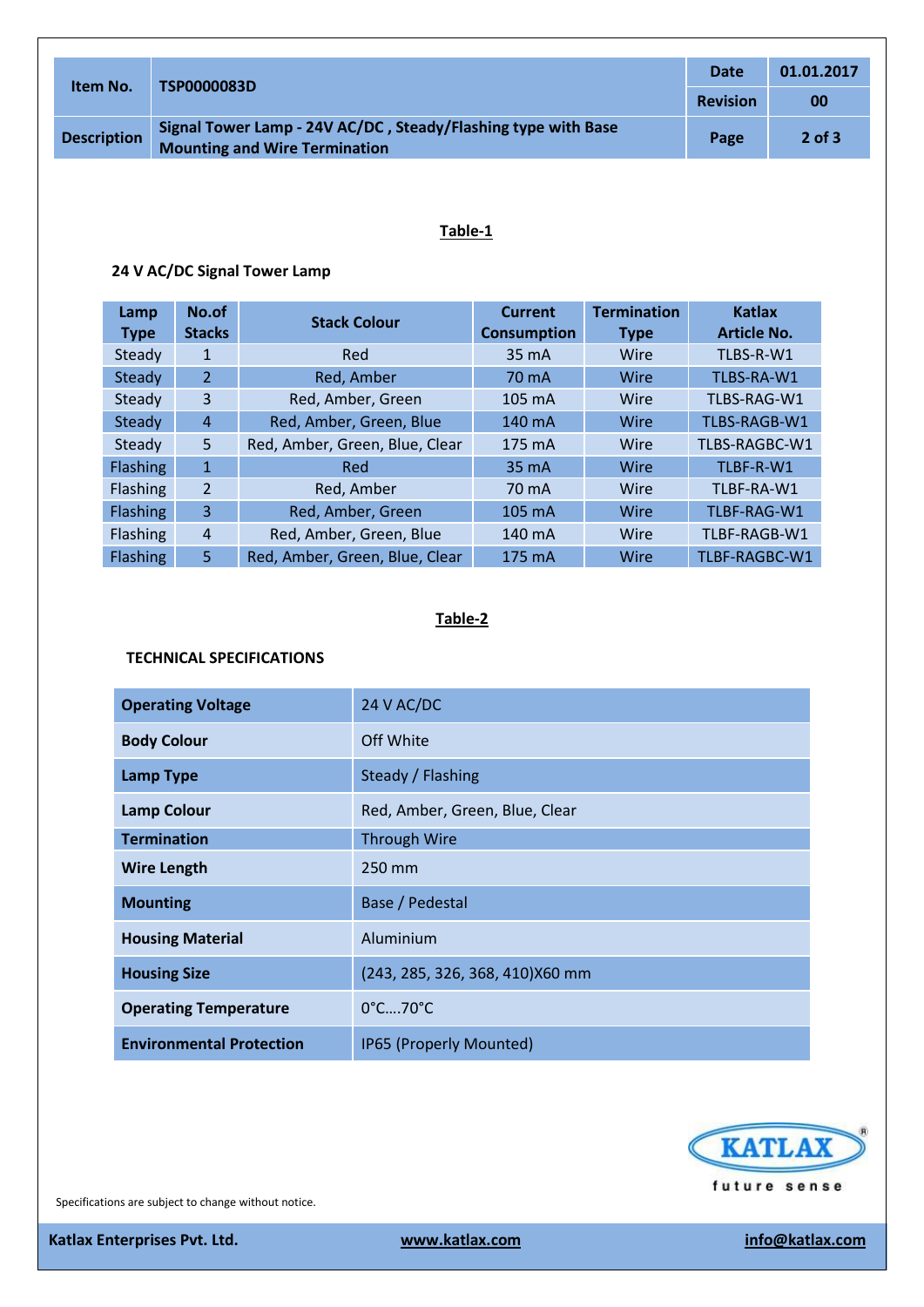| Item No. | TSP0000083D | Date | 01.01.2017 |
|---|---|---|---|
| | | Revision | 00 |
| Description | Signal Tower Lamp - 24V AC/DC , Steady/Flashing type with Base Mounting and Wire Termination | | |

## Table-1

### 24 V AC/DC Signal Tower Lamp

| Lamp Type | No.of Stacks | Stack Colour | Current Consumption | Termination Type | Katlax Article No. |
|---|---|---|---|---|---|
| Steady | 1 | Red | 35 mA | Wire | TLBS-R-W1 |
| Steady | 2 | Red, Amber | 70 mA | Wire | TLBS-RA-W1 |
| Steady | 3 | Red, Amber, Green | 105 mA | Wire | TLBS-RAG-W1 |
| Steady | 4 | Red, Amber, Green, Blue | 140 mA | Wire | TLBS-RAGB-W1 |
| Steady | 5 | Red, Amber, Green, Blue, Clear | 175 mA | Wire | TLBS-RAGBC-W1 |
| Flashing | 1 | Red | 35 mA | Wire | TLBF-R-W1 |
| Flashing | 2 | Red, Amber | 70 mA | Wire | TLBF-RA-W1 |
| Flashing | 3 | Red, Amber, Green | 105 mA | Wire | TLBF-RAG-W1 |
| Flashing | 4 | Red, Amber, Green, Blue | 140 mA | Wire | TLBF-RAGB-W1 |
| Flashing | 5 | Red, Amber, Green, Blue, Clear | 175 mA | Wire | TLBF-RAGBC-W1 |

## Table-2

### TECHNICAL SPECIFICATIONS

| | |
|---|---|
| **Operating Voltage** | 24 V AC/DC |
| **Body Colour** | Off White |
| **Lamp Type** | Steady / Flashing |
| **Lamp Colour** | Red, Amber, Green, Blue, Clear |
| **Termination** | Through Wire |
| **Wire Length** | 250 mm |
| **Mounting** | Base / Pedestal |
| **Housing Material** | Aluminium |
| **Housing Size** | (243, 285, 326, 368, 410)X60 mm |
| **Operating Temperature** | 0°C….70°C |
| **Environmental Protection** | IP65 (Properly Mounted) |

Specifications are subject to change without notice.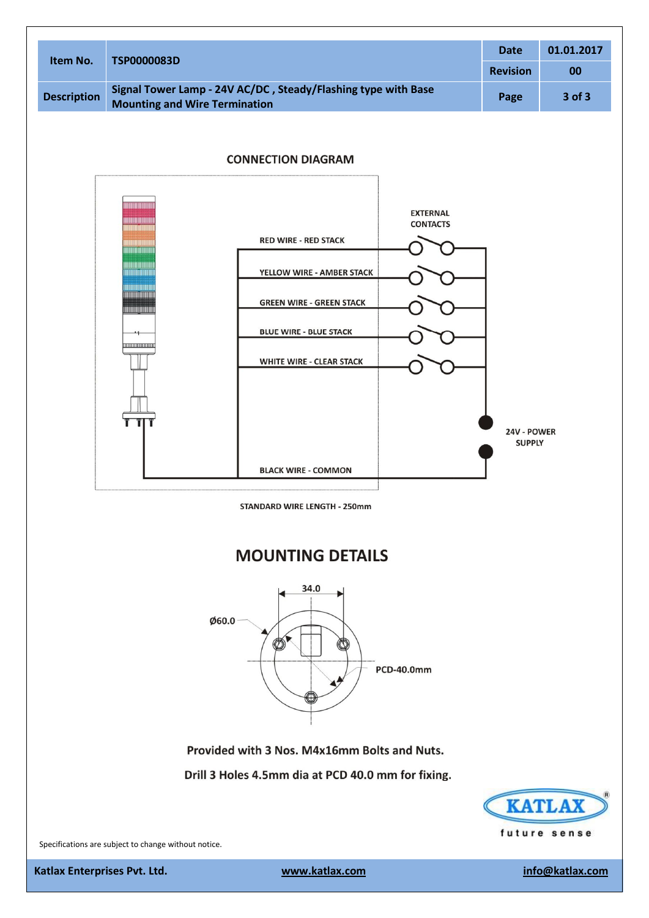| Item No. | TSP0000083D | Date | 01.01.2017 |
|---|---|---|---|
| | | Revision | 00 |
| Description | Signal Tower Lamp - 24V AC/DC , Steady/Flashing type with Base Mounting and Wire Termination | Page | 3 of 3 |

## CONNECTION DIAGRAM

EXTERNAL CONTACTS

RED WIRE - RED STACK

YELLOW WIRE - AMBER STACK

GREEN WIRE - GREEN STACK

BLUE WIRE - BLUE STACK

WHITE WIRE - CLEAR STACK

24V - POWER SUPPLY

BLACK WIRE - COMMON

STANDARD WIRE LENGTH - 250mm

## MOUNTING DETAILS

34.0

Ø60.0

PCD-40.0mm

**Provided with 3 Nos. M4x16mm Bolts and Nuts.**

**Drill 3 Holes 4.5mm dia at PCD 40.0 mm for fixing.**

KATLAX® future sense

Specifications are subject to change without notice.

**Katlax Enterprises Pvt. Ltd.** **www.katlax.com** **info@katlax.com**